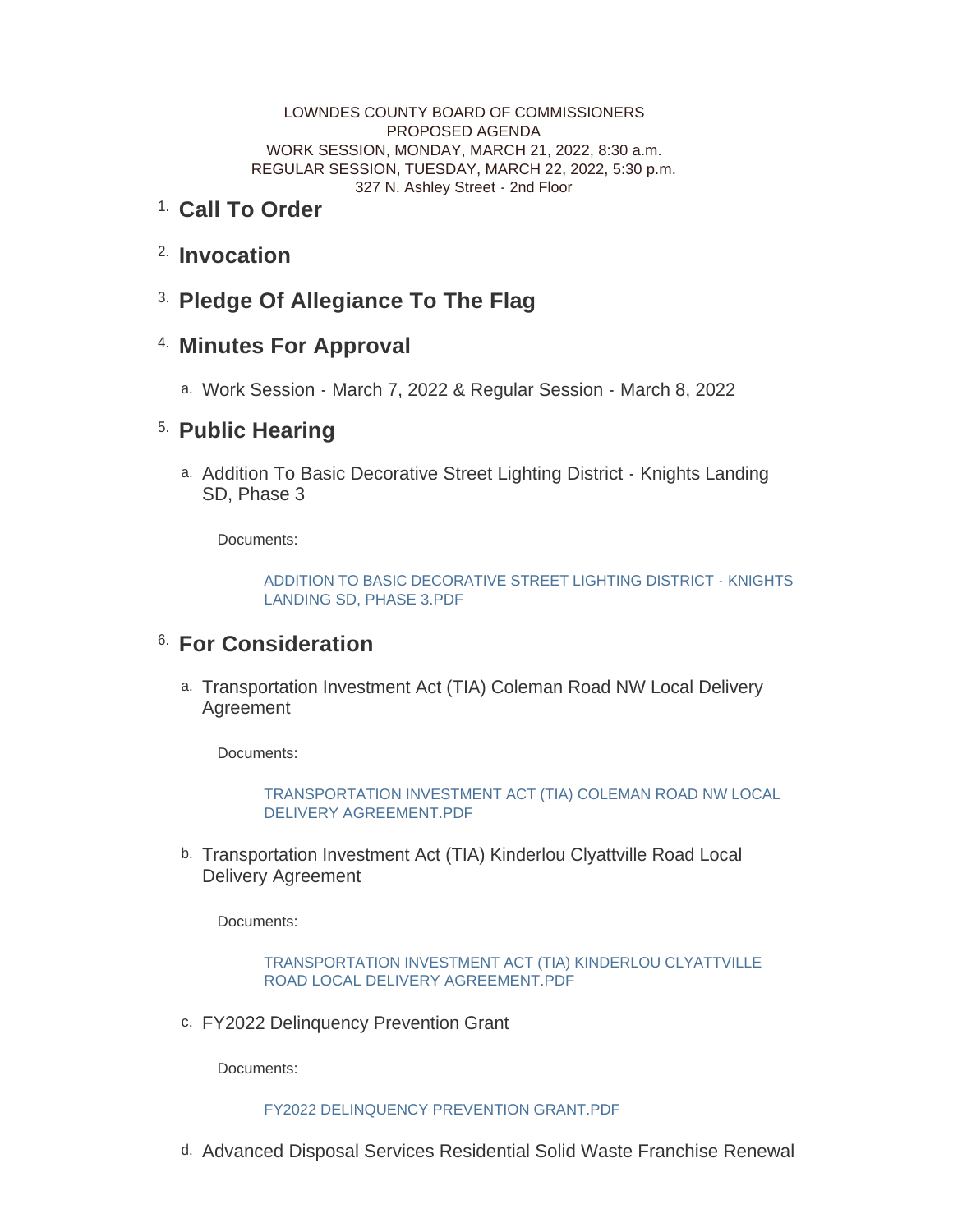LOWNDES COUNTY BOARD OF COMMISSIONERS
PROPOSED AGENDA
WORK SESSION, MONDAY, MARCH 21, 2022, 8:30 a.m.
REGULAR SESSION, TUESDAY, MARCH 22, 2022, 5:30 p.m.
327 N. Ashley Street - 2nd Floor

## 1. Call To Order

## 2. Invocation

## 3. Pledge Of Allegiance To The Flag

## 4. Minutes For Approval

a. Work Session - March 7, 2022 & Regular Session - March 8, 2022

## 5. Public Hearing

a. Addition To Basic Decorative Street Lighting District - Knights Landing SD, Phase 3

Documents:

ADDITION TO BASIC DECORATIVE STREET LIGHTING DISTRICT - KNIGHTS LANDING SD, PHASE 3.PDF

## 6. For Consideration

a. Transportation Investment Act (TIA) Coleman Road NW Local Delivery Agreement

Documents:

TRANSPORTATION INVESTMENT ACT (TIA) COLEMAN ROAD NW LOCAL DELIVERY AGREEMENT.PDF

b. Transportation Investment Act (TIA) Kinderlou Clyattville Road Local Delivery Agreement

Documents:

TRANSPORTATION INVESTMENT ACT (TIA) KINDERLOU CLYATTVILLE ROAD LOCAL DELIVERY AGREEMENT.PDF

c. FY2022 Delinquency Prevention Grant

Documents:

FY2022 DELINQUENCY PREVENTION GRANT.PDF

d. Advanced Disposal Services Residential Solid Waste Franchise Renewal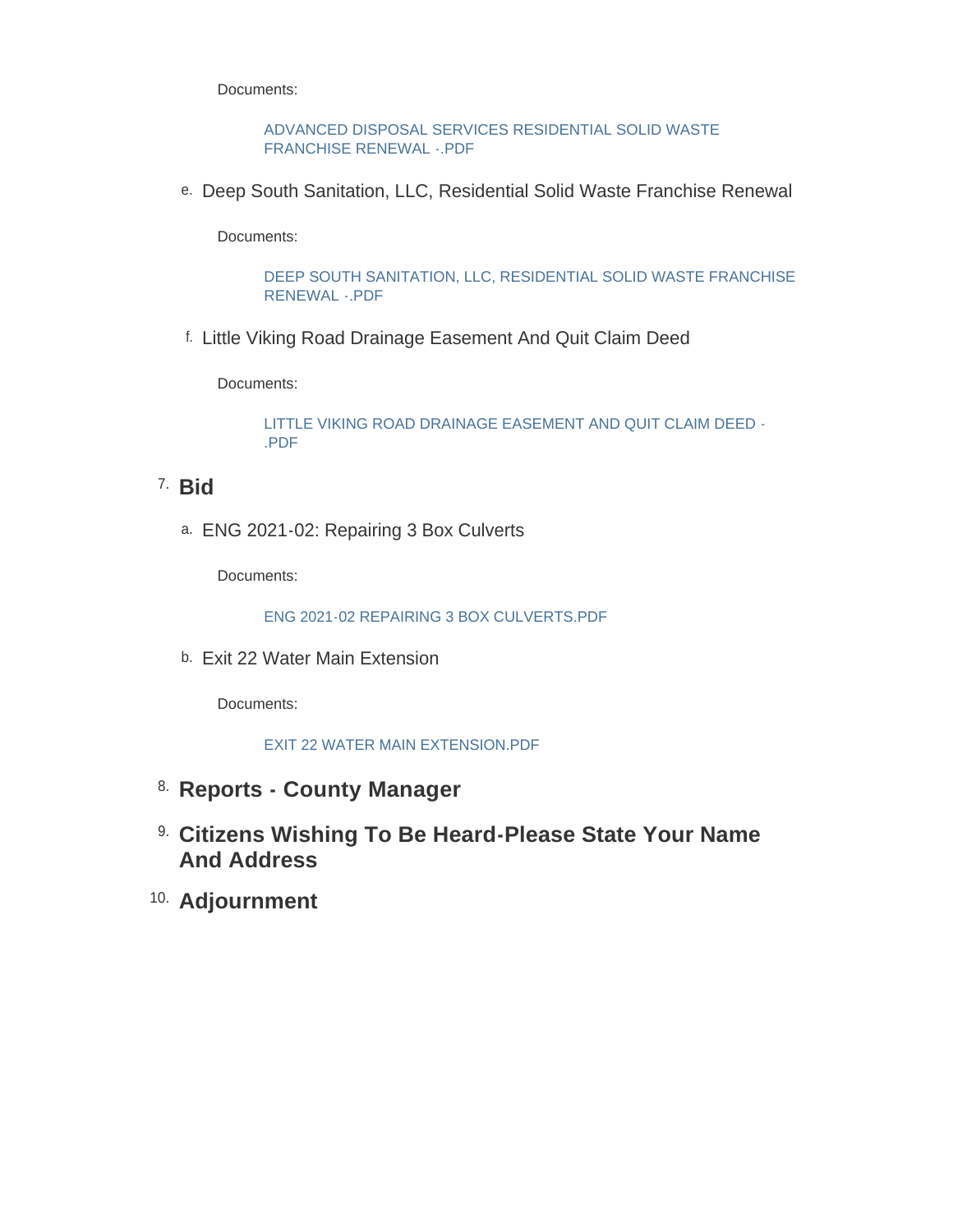Documents:

ADVANCED DISPOSAL SERVICES RESIDENTIAL SOLID WASTE FRANCHISE RENEWAL -.PDF

e. Deep South Sanitation, LLC, Residential Solid Waste Franchise Renewal

Documents:

DEEP SOUTH SANITATION, LLC, RESIDENTIAL SOLID WASTE FRANCHISE RENEWAL -.PDF

f. Little Viking Road Drainage Easement And Quit Claim Deed

Documents:

LITTLE VIKING ROAD DRAINAGE EASEMENT AND QUIT CLAIM DEED -.PDF

## 7. Bid

a. ENG 2021-02: Repairing 3 Box Culverts

Documents:

ENG 2021-02 REPAIRING 3 BOX CULVERTS.PDF

b. Exit 22 Water Main Extension

Documents:

EXIT 22 WATER MAIN EXTENSION.PDF

## 8. Reports - County Manager

## 9. Citizens Wishing To Be Heard-Please State Your Name And Address

## 10. Adjournment